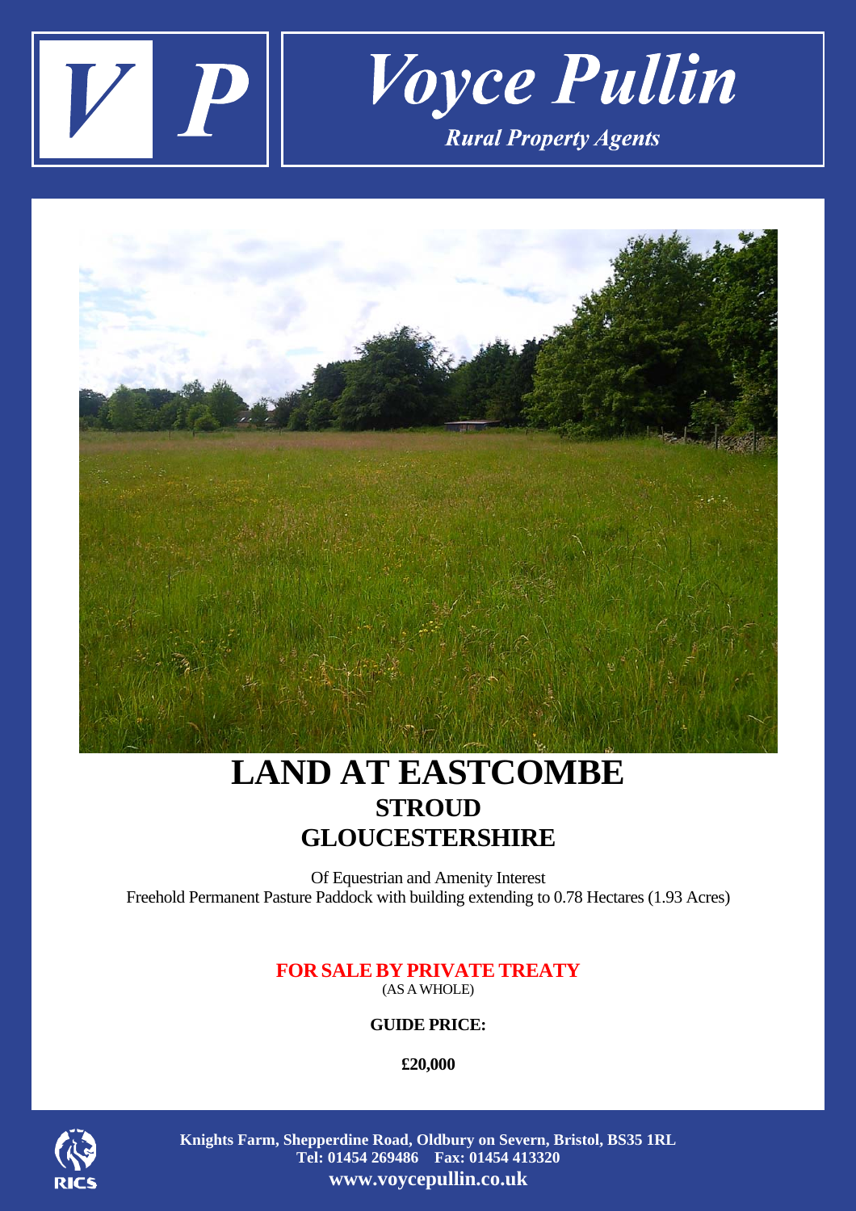# Voyce Pullin

*Rural Property Agents*

# LAND AT EASTCOMBE

## STROUD

## GLOUCESTERSHIRE

Of Equestrian and Amenity Interest

Freehold Permanent Pasture Paddock with building extending to 0.78 Hectares (1.93 Acres)

**FOR SALE BY PRIVATE TREATY**

(AS A WHOLE)

**GUIDE PRICE:**

**£20,000**

**Knights Farm, Shepperdine Road, Oldbury on Severn, Bristol, BS35 1RL**
**Tel: 01454 269486 Fax: 01454 413320**
**www.voycepullin.co.uk**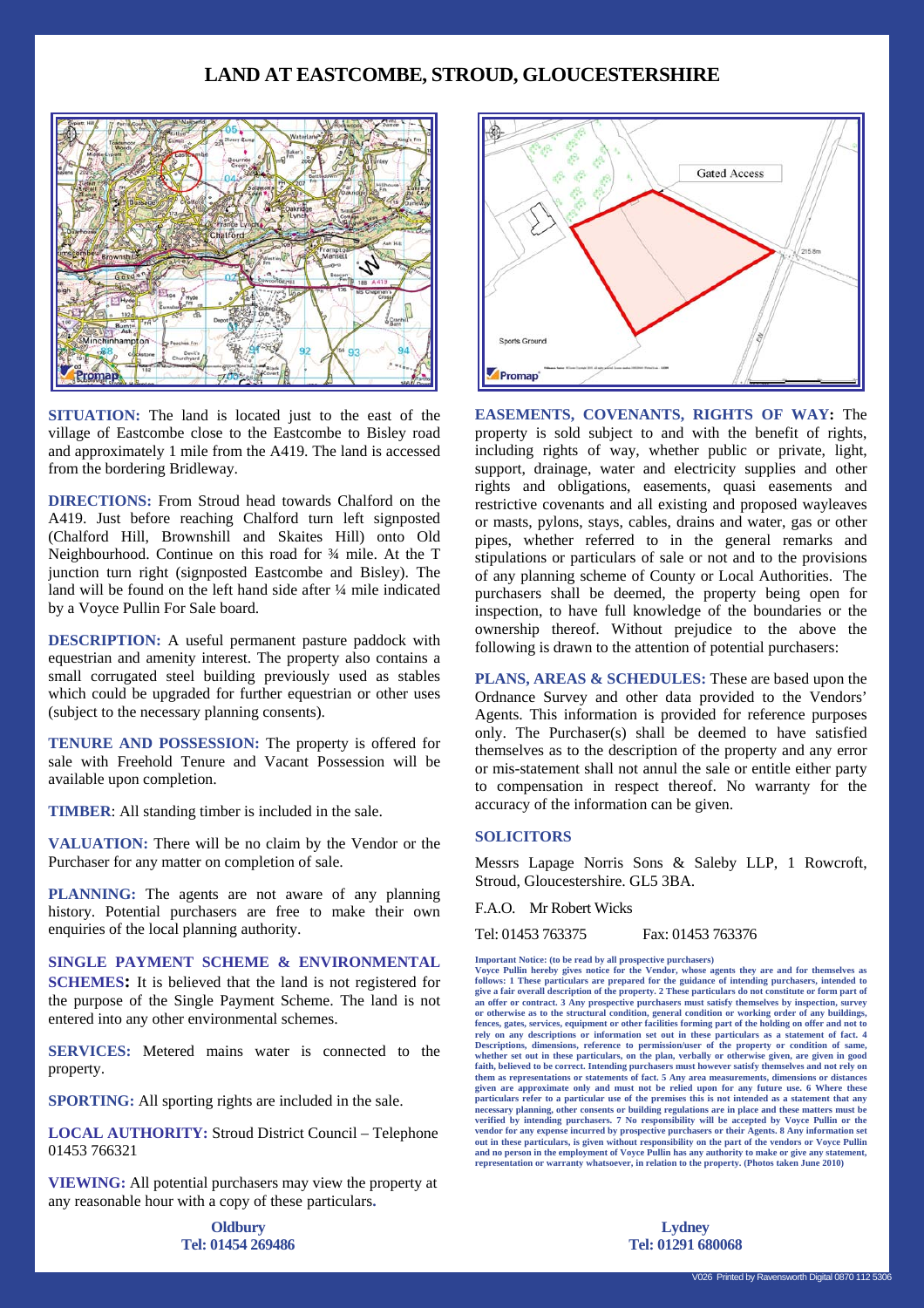# LAND AT EASTCOMBE, STROUD, GLOUCESTERSHIRE

**SITUATION:** The land is located just to the east of the village of Eastcombe close to the Eastcombe to Bisley road and approximately 1 mile from the A419. The land is accessed from the bordering Bridleway.

**DIRECTIONS:** From Stroud head towards Chalford on the A419. Just before reaching Chalford turn left signposted (Chalford Hill, Brownshill and Skaites Hill) onto Old Neighbourhood. Continue on this road for ¾ mile. At the T junction turn right (signposted Eastcombe and Bisley). The land will be found on the left hand side after ¼ mile indicated by a Voyce Pullin For Sale board.

**DESCRIPTION:** A useful permanent pasture paddock with equestrian and amenity interest. The property also contains a small corrugated steel building previously used as stables which could be upgraded for further equestrian or other uses (subject to the necessary planning consents).

**TENURE AND POSSESSION:** The property is offered for sale with Freehold Tenure and Vacant Possession will be available upon completion.

**TIMBER**: All standing timber is included in the sale.

**VALUATION:** There will be no claim by the Vendor or the Purchaser for any matter on completion of sale.

**PLANNING:** The agents are not aware of any planning history. Potential purchasers are free to make their own enquiries of the local planning authority.

**SINGLE PAYMENT SCHEME & ENVIRONMENTAL SCHEMES:** It is believed that the land is not registered for the purpose of the Single Payment Scheme. The land is not entered into any other environmental schemes.

**SERVICES:** Metered mains water is connected to the property.

**SPORTING:** All sporting rights are included in the sale.

**LOCAL AUTHORITY:** Stroud District Council – Telephone 01453 766321

**VIEWING:** All potential purchasers may view the property at any reasonable hour with a copy of these particulars.

**EASEMENTS, COVENANTS, RIGHTS OF WAY:** The property is sold subject to and with the benefit of rights, including rights of way, whether public or private, light, support, drainage, water and electricity supplies and other rights and obligations, easements, quasi easements and restrictive covenants and all existing and proposed wayleaves or masts, pylons, stays, cables, drains and water, gas or other pipes, whether referred to in the general remarks and stipulations or particulars of sale or not and to the provisions of any planning scheme of County or Local Authorities. The purchasers shall be deemed, the property being open for inspection, to have full knowledge of the boundaries or the ownership thereof. Without prejudice to the above the following is drawn to the attention of potential purchasers:

**PLANS, AREAS & SCHEDULES:** These are based upon the Ordnance Survey and other data provided to the Vendors' Agents. This information is provided for reference purposes only. The Purchaser(s) shall be deemed to have satisfied themselves as to the description of the property and any error or mis-statement shall not annul the sale or entitle either party to compensation in respect thereof. No warranty for the accuracy of the information can be given.

**SOLICITORS**

Messrs Lapage Norris Sons & Saleby LLP, 1 Rowcroft, Stroud, Gloucestershire. GL5 3BA.

F.A.O. Mr Robert Wicks

Tel: 01453 763375 Fax: 01453 763376

**Important Notice: (to be read by all prospective purchasers)**
**Voyce Pullin hereby gives notice for the Vendor, whose agents they are and for themselves as follows: 1 These particulars are prepared for the guidance of intending purchasers, intended to give a fair overall description of the property. 2 These particulars do not constitute or form part of an offer or contract. 3 Any prospective purchasers must satisfy themselves by inspection, survey or otherwise as to the structural condition, general condition or working order of any buildings, fences, gates, services, equipment or other facilities forming part of the holding on offer and not to rely on any descriptions or information set out in these particulars as a statement of fact. 4 Descriptions, dimensions, reference to permission/user of the property or condition of same, whether set out in these particulars, on the plan, verbally or otherwise given, are given in good faith, believed to be correct. Intending purchasers must however satisfy themselves and not rely on them as representations or statements of fact. 5 Any area measurements, dimensions or distances given are approximate only and must not be relied upon for any future use. 6 Where these particulars refer to a particular use of the premises this is not intended as a statement that any necessary planning, other consents or building regulations are in place and these matters must be verified by intending purchasers. 7 No responsibility will be accepted by Voyce Pullin or the vendor for any expense incurred by prospective purchasers or their Agents. 8 Any information set out in these particulars, is given without responsibility on the part of the vendors or Voyce Pullin and no person in the employment of Voyce Pullin has any authority to make or give any statement, representation or warranty whatsoever, in relation to the property. (Photos taken June 2010)**

**Oldbury**
**Tel: 01454 269486**

**Lydney**
**Tel: 01291 680068**

V026 Printed by Ravensworth Digital 0870 112 5306